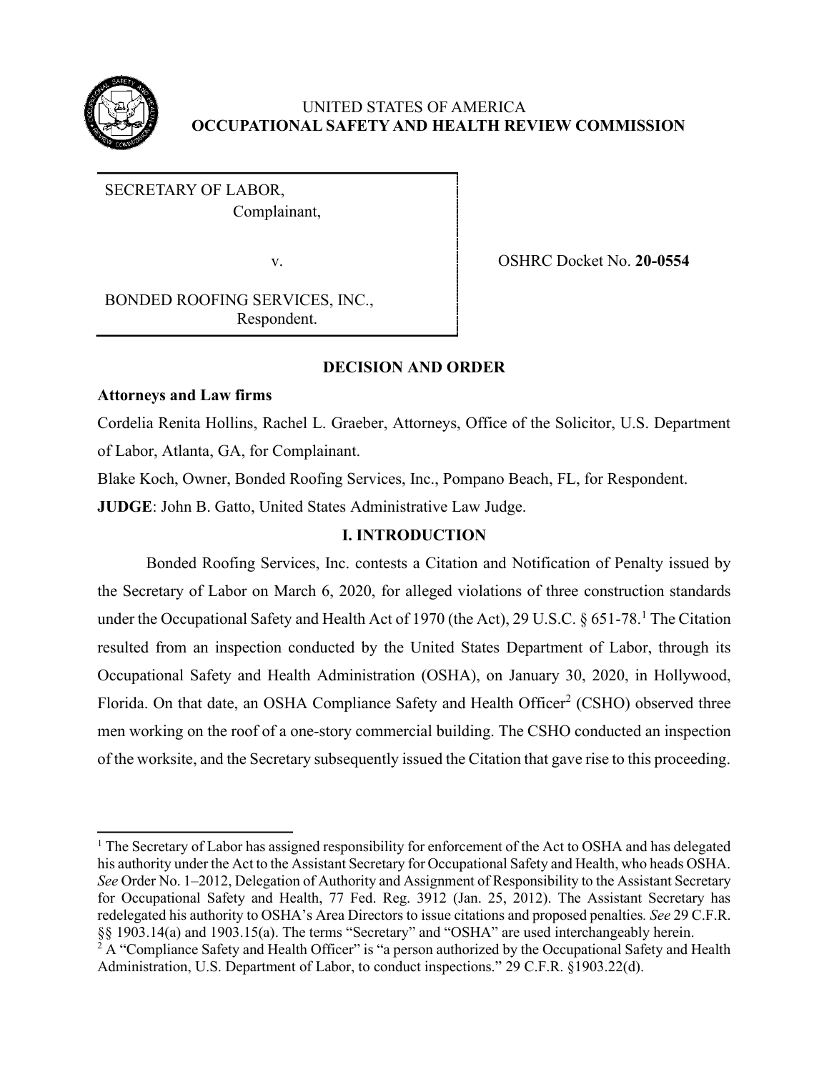UNITED STATES OF AMERICA
**OCCUPATIONAL SAFETY AND HEALTH REVIEW COMMISSION**

SECRETARY OF LABOR,
Complainant,

v.

BONDED ROOFING SERVICES, INC.,
Respondent.

OSHRC Docket No. **20-0554**

**DECISION AND ORDER**

**Attorneys and Law firms**

Cordelia Renita Hollins, Rachel L. Graeber, Attorneys, Office of the Solicitor, U.S. Department of Labor, Atlanta, GA, for Complainant.

Blake Koch, Owner, Bonded Roofing Services, Inc., Pompano Beach, FL, for Respondent.

**JUDGE**: John B. Gatto, United States Administrative Law Judge.

## I. INTRODUCTION

Bonded Roofing Services, Inc. contests a Citation and Notification of Penalty issued by the Secretary of Labor on March 6, 2020, for alleged violations of three construction standards under the Occupational Safety and Health Act of 1970 (the Act), 29 U.S.C. § 651-78.[1] The Citation resulted from an inspection conducted by the United States Department of Labor, through its Occupational Safety and Health Administration (OSHA), on January 30, 2020, in Hollywood, Florida. On that date, an OSHA Compliance Safety and Health Officer[2] (CSHO) observed three men working on the roof of a one-story commercial building. The CSHO conducted an inspection of the worksite, and the Secretary subsequently issued the Citation that gave rise to this proceeding.

[1] The Secretary of Labor has assigned responsibility for enforcement of the Act to OSHA and has delegated his authority under the Act to the Assistant Secretary for Occupational Safety and Health, who heads OSHA. *See* Order No. 1–2012, Delegation of Authority and Assignment of Responsibility to the Assistant Secretary for Occupational Safety and Health, 77 Fed. Reg. 3912 (Jan. 25, 2012). The Assistant Secretary has redelegated his authority to OSHA's Area Directors to issue citations and proposed penalties*. See* 29 C.F.R. §§ 1903.14(a) and 1903.15(a). The terms "Secretary" and "OSHA" are used interchangeably herein.

[2] A "Compliance Safety and Health Officer" is "a person authorized by the Occupational Safety and Health Administration, U.S. Department of Labor, to conduct inspections." 29 C.F.R. §1903.22(d).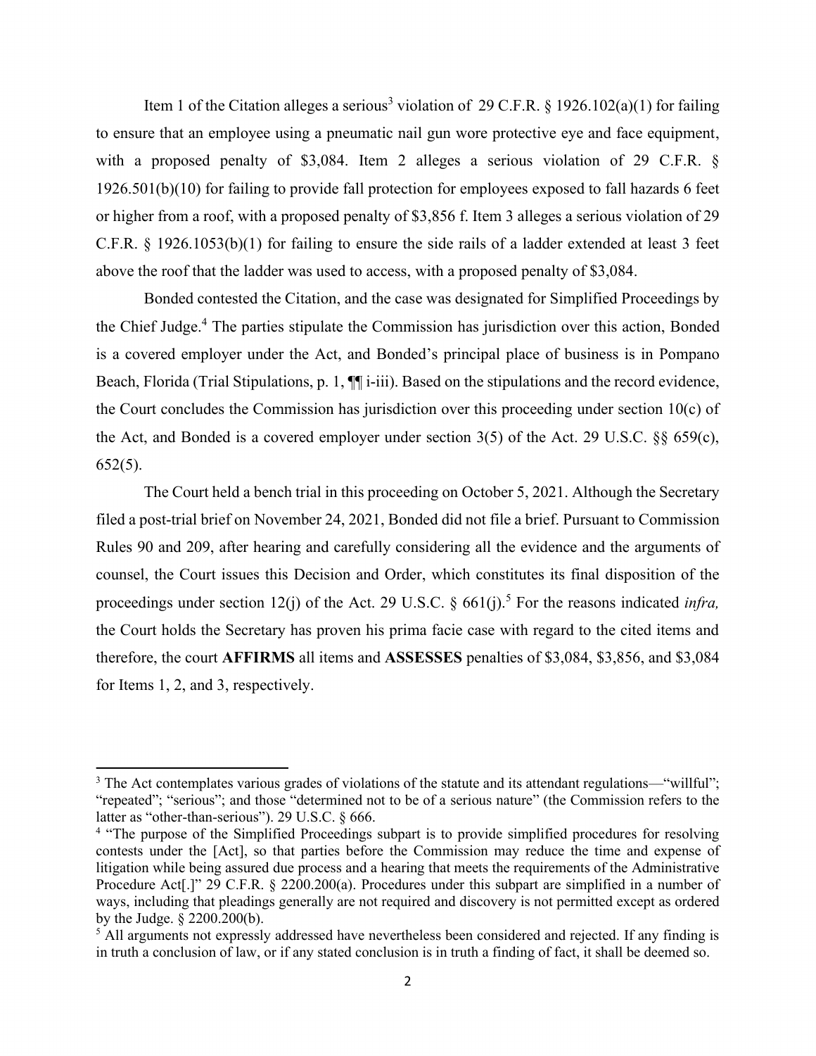Item 1 of the Citation alleges a serious[3] violation of 29 C.F.R. § 1926.102(a)(1) for failing to ensure that an employee using a pneumatic nail gun wore protective eye and face equipment, with a proposed penalty of $3,084. Item 2 alleges a serious violation of 29 C.F.R. § 1926.501(b)(10) for failing to provide fall protection for employees exposed to fall hazards 6 feet or higher from a roof, with a proposed penalty of $3,856 f. Item 3 alleges a serious violation of 29 C.F.R. § 1926.1053(b)(1) for failing to ensure the side rails of a ladder extended at least 3 feet above the roof that the ladder was used to access, with a proposed penalty of $3,084.

Bonded contested the Citation, and the case was designated for Simplified Proceedings by the Chief Judge.[4] The parties stipulate the Commission has jurisdiction over this action, Bonded is a covered employer under the Act, and Bonded's principal place of business is in Pompano Beach, Florida (Trial Stipulations, p. 1, ¶¶ i-iii). Based on the stipulations and the record evidence, the Court concludes the Commission has jurisdiction over this proceeding under section 10(c) of the Act, and Bonded is a covered employer under section 3(5) of the Act. 29 U.S.C. §§ 659(c), 652(5).

The Court held a bench trial in this proceeding on October 5, 2021. Although the Secretary filed a post-trial brief on November 24, 2021, Bonded did not file a brief. Pursuant to Commission Rules 90 and 209, after hearing and carefully considering all the evidence and the arguments of counsel, the Court issues this Decision and Order, which constitutes its final disposition of the proceedings under section 12(j) of the Act. 29 U.S.C. § 661(j).[5] For the reasons indicated *infra,* the Court holds the Secretary has proven his prima facie case with regard to the cited items and therefore, the court **AFFIRMS** all items and **ASSESSES** penalties of $3,084, $3,856, and $3,084 for Items 1, 2, and 3, respectively.

---

[3] The Act contemplates various grades of violations of the statute and its attendant regulations—"willful"; "repeated"; "serious"; and those "determined not to be of a serious nature" (the Commission refers to the latter as "other-than-serious"). 29 U.S.C. § 666.

[4] "The purpose of the Simplified Proceedings subpart is to provide simplified procedures for resolving contests under the [Act], so that parties before the Commission may reduce the time and expense of litigation while being assured due process and a hearing that meets the requirements of the Administrative Procedure Act[.]" 29 C.F.R. § 2200.200(a). Procedures under this subpart are simplified in a number of ways, including that pleadings generally are not required and discovery is not permitted except as ordered by the Judge. § 2200.200(b).

[5] All arguments not expressly addressed have nevertheless been considered and rejected. If any finding is in truth a conclusion of law, or if any stated conclusion is in truth a finding of fact, it shall be deemed so.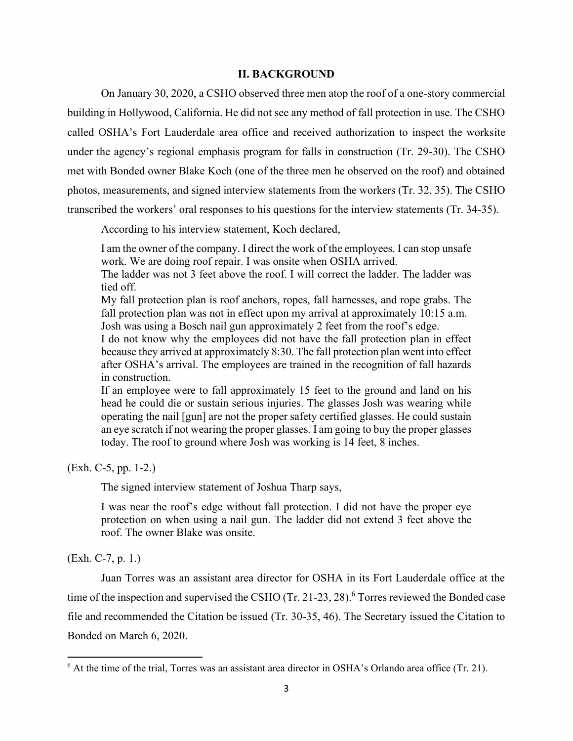## II. BACKGROUND

On January 30, 2020, a CSHO observed three men atop the roof of a one-story commercial building in Hollywood, California. He did not see any method of fall protection in use. The CSHO called OSHA's Fort Lauderdale area office and received authorization to inspect the worksite under the agency's regional emphasis program for falls in construction (Tr. 29-30). The CSHO met with Bonded owner Blake Koch (one of the three men he observed on the roof) and obtained photos, measurements, and signed interview statements from the workers (Tr. 32, 35). The CSHO transcribed the workers' oral responses to his questions for the interview statements (Tr. 34-35).

According to his interview statement, Koch declared,

> I am the owner of the company. I direct the work of the employees. I can stop unsafe work. We are doing roof repair. I was onsite when OSHA arrived.
> The ladder was not 3 feet above the roof. I will correct the ladder. The ladder was tied off.
> My fall protection plan is roof anchors, ropes, fall harnesses, and rope grabs. The fall protection plan was not in effect upon my arrival at approximately 10:15 a.m. Josh was using a Bosch nail gun approximately 2 feet from the roof's edge.
> I do not know why the employees did not have the fall protection plan in effect because they arrived at approximately 8:30. The fall protection plan went into effect after OSHA's arrival. The employees are trained in the recognition of fall hazards in construction.
> If an employee were to fall approximately 15 feet to the ground and land on his head he could die or sustain serious injuries. The glasses Josh was wearing while operating the nail [gun] are not the proper safety certified glasses. He could sustain an eye scratch if not wearing the proper glasses. I am going to buy the proper glasses today. The roof to ground where Josh was working is 14 feet, 8 inches.

(Exh. C-5, pp. 1-2.)

The signed interview statement of Joshua Tharp says,

> I was near the roof's edge without fall protection. I did not have the proper eye protection on when using a nail gun. The ladder did not extend 3 feet above the roof. The owner Blake was onsite.

(Exh. C-7, p. 1.)

Juan Torres was an assistant area director for OSHA in its Fort Lauderdale office at the time of the inspection and supervised the CSHO (Tr. 21-23, 28).[6] Torres reviewed the Bonded case file and recommended the Citation be issued (Tr. 30-35, 46). The Secretary issued the Citation to Bonded on March 6, 2020.

---

[6] At the time of the trial, Torres was an assistant area director in OSHA's Orlando area office (Tr. 21).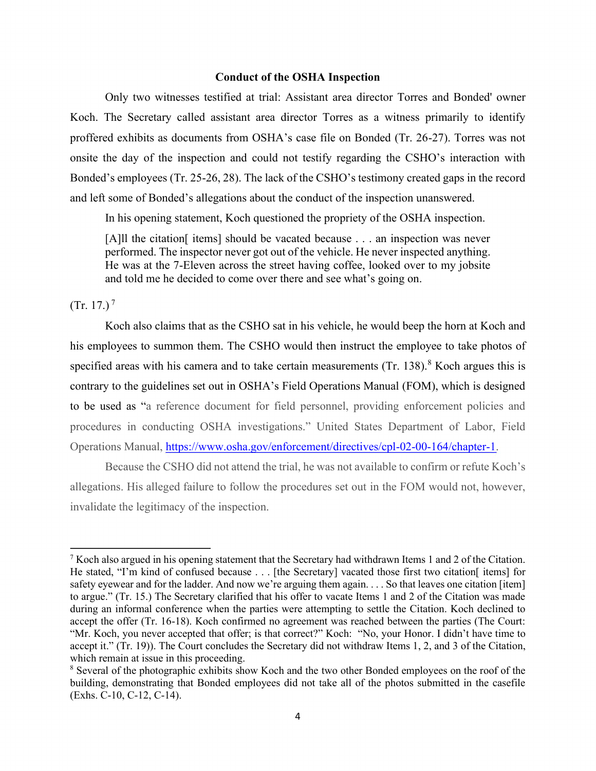**Conduct of the OSHA Inspection**

Only two witnesses testified at trial: Assistant area director Torres and Bonded' owner Koch. The Secretary called assistant area director Torres as a witness primarily to identify proffered exhibits as documents from OSHA's case file on Bonded (Tr. 26-27). Torres was not onsite the day of the inspection and could not testify regarding the CSHO's interaction with Bonded's employees (Tr. 25-26, 28). The lack of the CSHO's testimony created gaps in the record and left some of Bonded's allegations about the conduct of the inspection unanswered.

In his opening statement, Koch questioned the propriety of the OSHA inspection.

> [A]ll the citation[ items] should be vacated because . . . an inspection was never performed. The inspector never got out of the vehicle. He never inspected anything. He was at the 7-Eleven across the street having coffee, looked over to my jobsite and told me he decided to come over there and see what's going on.

(Tr. 17.) [7]

Koch also claims that as the CSHO sat in his vehicle, he would beep the horn at Koch and his employees to summon them. The CSHO would then instruct the employee to take photos of specified areas with his camera and to take certain measurements (Tr. 138).[8] Koch argues this is contrary to the guidelines set out in OSHA's Field Operations Manual (FOM), which is designed to be used as "a reference document for field personnel, providing enforcement policies and procedures in conducting OSHA investigations." United States Department of Labor, Field Operations Manual, https://www.osha.gov/enforcement/directives/cpl-02-00-164/chapter-1.

Because the CSHO did not attend the trial, he was not available to confirm or refute Koch's allegations. His alleged failure to follow the procedures set out in the FOM would not, however, invalidate the legitimacy of the inspection.

---

[7] Koch also argued in his opening statement that the Secretary had withdrawn Items 1 and 2 of the Citation. He stated, "I'm kind of confused because . . . [the Secretary] vacated those first two citation[ items] for safety eyewear and for the ladder. And now we're arguing them again. . . . So that leaves one citation [item] to argue." (Tr. 15.) The Secretary clarified that his offer to vacate Items 1 and 2 of the Citation was made during an informal conference when the parties were attempting to settle the Citation. Koch declined to accept the offer (Tr. 16-18). Koch confirmed no agreement was reached between the parties (The Court: "Mr. Koch, you never accepted that offer; is that correct?" Koch: "No, your Honor. I didn't have time to accept it." (Tr. 19)). The Court concludes the Secretary did not withdraw Items 1, 2, and 3 of the Citation, which remain at issue in this proceeding.

[8] Several of the photographic exhibits show Koch and the two other Bonded employees on the roof of the building, demonstrating that Bonded employees did not take all of the photos submitted in the casefile (Exhs. C-10, C-12, C-14).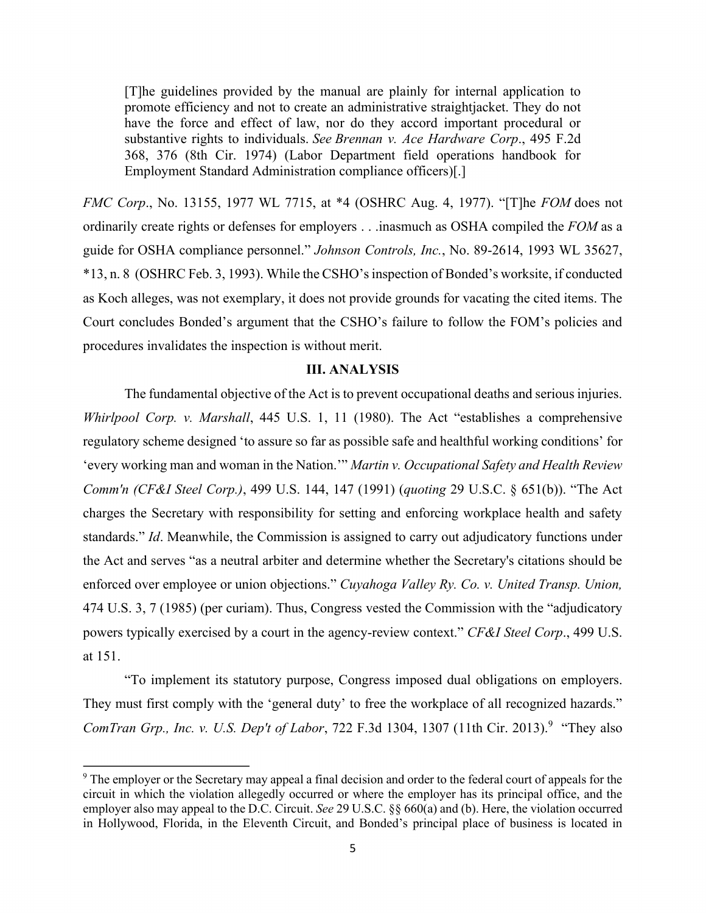> [T]he guidelines provided by the manual are plainly for internal application to promote efficiency and not to create an administrative straightjacket. They do not have the force and effect of law, nor do they accord important procedural or substantive rights to individuals. *See Brennan v. Ace Hardware Corp*., 495 F.2d 368, 376 (8th Cir. 1974) (Labor Department field operations handbook for Employment Standard Administration compliance officers)[.]

*FMC Corp*., No. 13155, 1977 WL 7715, at *4 (OSHRC Aug. 4, 1977). "[T]he *FOM* does not ordinarily create rights or defenses for employers . . .inasmuch as OSHA compiled the *FOM* as a guide for OSHA compliance personnel." *Johnson Controls, Inc.*, No. 89-2614, 1993 WL 35627, *13, n. 8 (OSHRC Feb. 3, 1993). While the CSHO's inspection of Bonded's worksite, if conducted as Koch alleges, was not exemplary, it does not provide grounds for vacating the cited items. The Court concludes Bonded's argument that the CSHO's failure to follow the FOM's policies and procedures invalidates the inspection is without merit.

## III. ANALYSIS

The fundamental objective of the Act is to prevent occupational deaths and serious injuries. *Whirlpool Corp. v. Marshall*, 445 U.S. 1, 11 (1980). The Act "establishes a comprehensive regulatory scheme designed 'to assure so far as possible safe and healthful working conditions' for 'every working man and woman in the Nation.'" *Martin v. Occupational Safety and Health Review Comm'n (CF&I Steel Corp.)*, 499 U.S. 144, 147 (1991) (*quoting* 29 U.S.C. § 651(b)). "The Act charges the Secretary with responsibility for setting and enforcing workplace health and safety standards." *Id*. Meanwhile, the Commission is assigned to carry out adjudicatory functions under the Act and serves "as a neutral arbiter and determine whether the Secretary's citations should be enforced over employee or union objections." *Cuyahoga Valley Ry. Co. v. United Transp. Union,* 474 U.S. 3, 7 (1985) (per curiam). Thus, Congress vested the Commission with the "adjudicatory powers typically exercised by a court in the agency-review context." *CF&I Steel Corp*., 499 U.S. at 151.

"To implement its statutory purpose, Congress imposed dual obligations on employers. They must first comply with the 'general duty' to free the workplace of all recognized hazards." *ComTran Grp., Inc. v. U.S. Dep't of Labor*, 722 F.3d 1304, 1307 (11th Cir. 2013).[9] "They also

[9] The employer or the Secretary may appeal a final decision and order to the federal court of appeals for the circuit in which the violation allegedly occurred or where the employer has its principal office, and the employer also may appeal to the D.C. Circuit. *See* 29 U.S.C. §§ 660(a) and (b). Here, the violation occurred in Hollywood, Florida, in the Eleventh Circuit, and Bonded's principal place of business is located in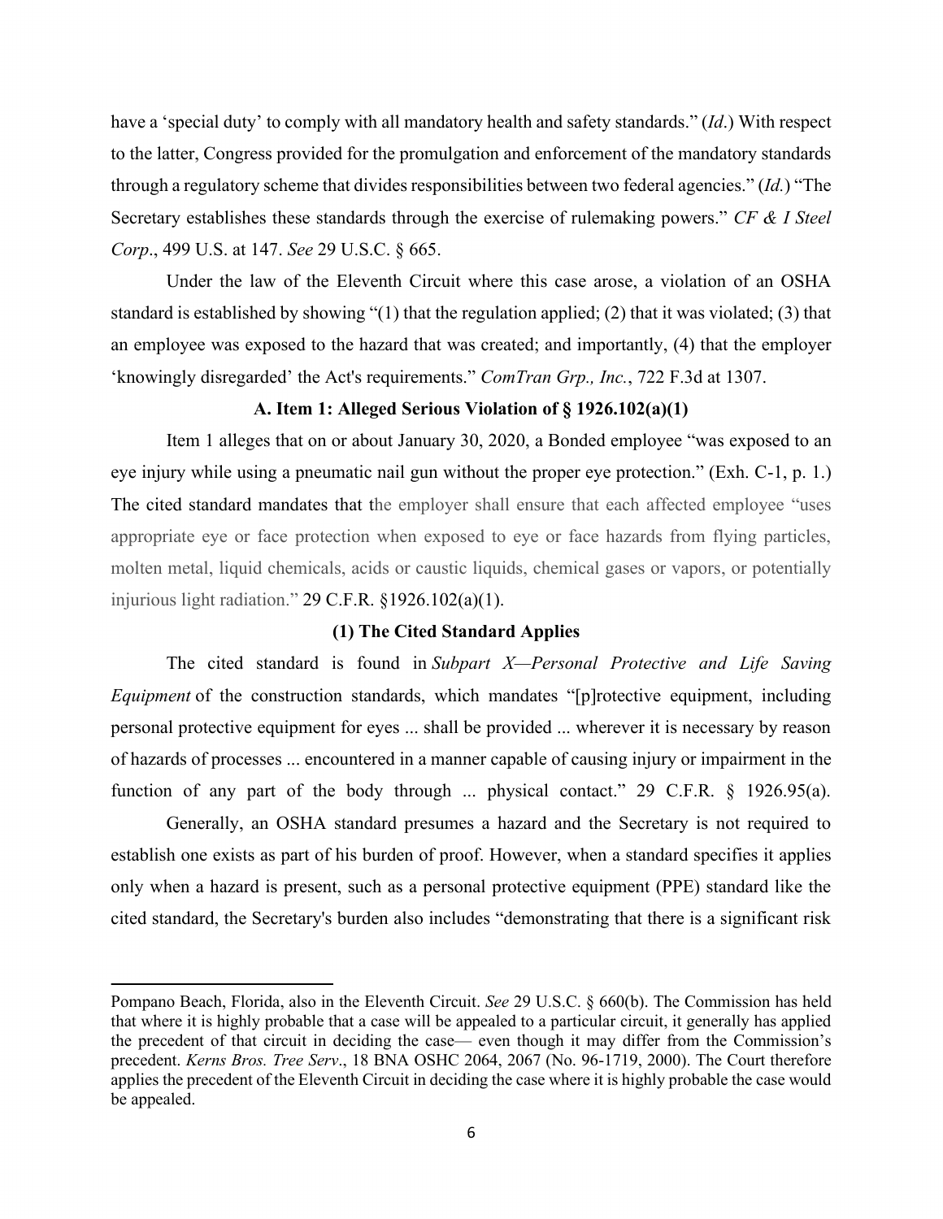have a 'special duty' to comply with all mandatory health and safety standards." (*Id*.) With respect to the latter, Congress provided for the promulgation and enforcement of the mandatory standards through a regulatory scheme that divides responsibilities between two federal agencies." (*Id.*) "The Secretary establishes these standards through the exercise of rulemaking powers." *CF & I Steel Corp*., 499 U.S. at 147. *See* 29 U.S.C. § 665.

Under the law of the Eleventh Circuit where this case arose, a violation of an OSHA standard is established by showing "(1) that the regulation applied; (2) that it was violated; (3) that an employee was exposed to the hazard that was created; and importantly, (4) that the employer 'knowingly disregarded' the Act's requirements." *ComTran Grp., Inc.*, 722 F.3d at 1307.

**A. Item 1: Alleged Serious Violation of § 1926.102(a)(1)**

Item 1 alleges that on or about January 30, 2020, a Bonded employee "was exposed to an eye injury while using a pneumatic nail gun without the proper eye protection." (Exh. C-1, p. 1.) The cited standard mandates that the employer shall ensure that each affected employee "uses appropriate eye or face protection when exposed to eye or face hazards from flying particles, molten metal, liquid chemicals, acids or caustic liquids, chemical gases or vapors, or potentially injurious light radiation." 29 C.F.R. §1926.102(a)(1).

**(1) The Cited Standard Applies**

The cited standard is found in *Subpart X—Personal Protective and Life Saving Equipment* of the construction standards, which mandates "[p]rotective equipment, including personal protective equipment for eyes ... shall be provided ... wherever it is necessary by reason of hazards of processes ... encountered in a manner capable of causing injury or impairment in the function of any part of the body through ... physical contact." 29 C.F.R. § 1926.95(a).

Generally, an OSHA standard presumes a hazard and the Secretary is not required to establish one exists as part of his burden of proof. However, when a standard specifies it applies only when a hazard is present, such as a personal protective equipment (PPE) standard like the cited standard, the Secretary's burden also includes "demonstrating that there is a significant risk

---

Pompano Beach, Florida, also in the Eleventh Circuit. *See* 29 U.S.C. § 660(b). The Commission has held that where it is highly probable that a case will be appealed to a particular circuit, it generally has applied the precedent of that circuit in deciding the case— even though it may differ from the Commission's precedent. *Kerns Bros. Tree Serv*., 18 BNA OSHC 2064, 2067 (No. 96-1719, 2000). The Court therefore applies the precedent of the Eleventh Circuit in deciding the case where it is highly probable the case would be appealed.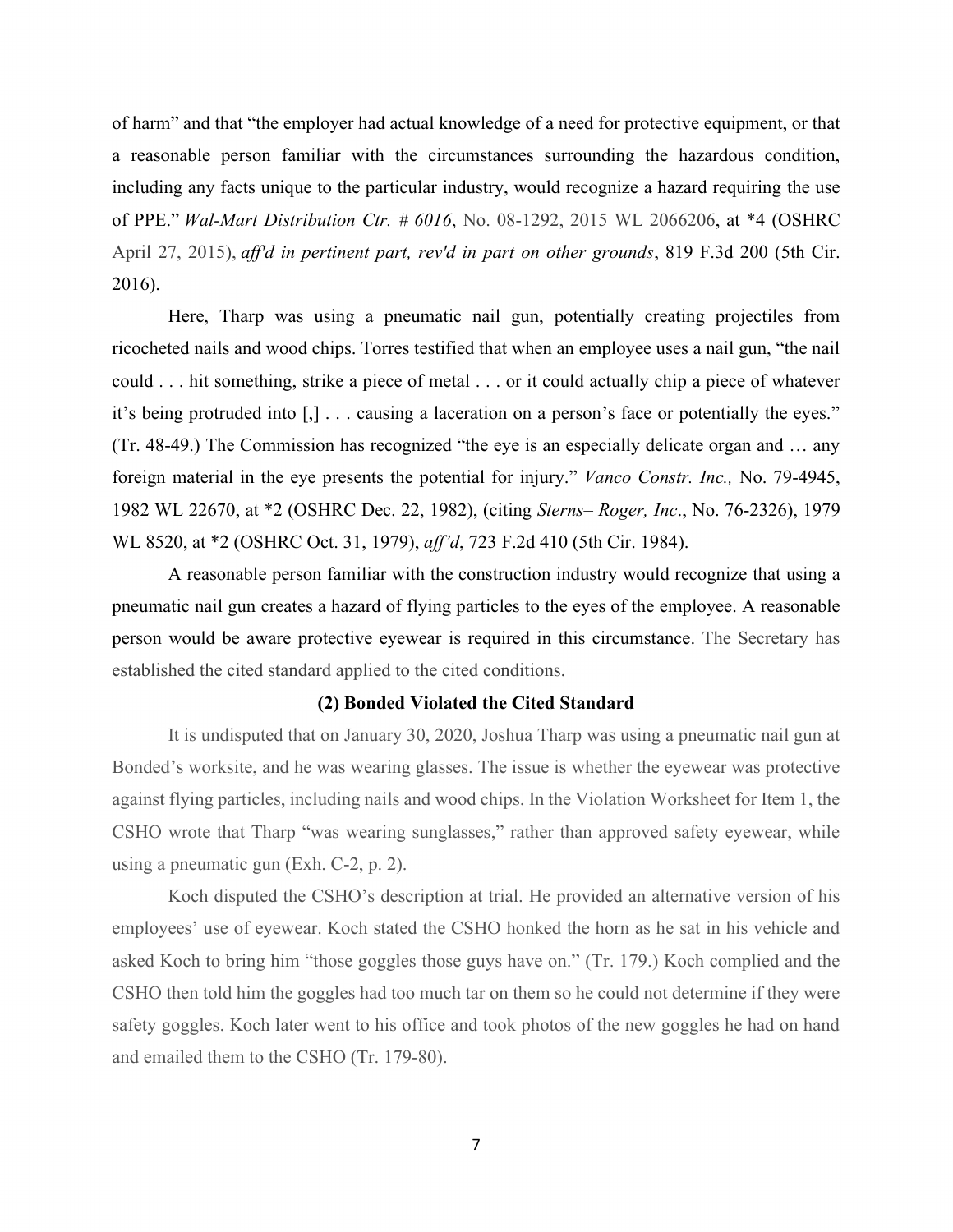of harm" and that "the employer had actual knowledge of a need for protective equipment, or that a reasonable person familiar with the circumstances surrounding the hazardous condition, including any facts unique to the particular industry, would recognize a hazard requiring the use of PPE." *Wal-Mart Distribution Ctr. # 6016*, No. 08-1292, 2015 WL 2066206, at *4 (OSHRC April 27, 2015), *aff'd in pertinent part, rev'd in part on other grounds*, 819 F.3d 200 (5th Cir. 2016).

Here, Tharp was using a pneumatic nail gun, potentially creating projectiles from ricocheted nails and wood chips. Torres testified that when an employee uses a nail gun, "the nail could . . . hit something, strike a piece of metal . . . or it could actually chip a piece of whatever it's being protruded into [,] . . . causing a laceration on a person's face or potentially the eyes." (Tr. 48-49.) The Commission has recognized "the eye is an especially delicate organ and … any foreign material in the eye presents the potential for injury." *Vanco Constr. Inc.,* No. 79-4945, 1982 WL 22670, at *2 (OSHRC Dec. 22, 1982), (citing *Sterns– Roger, Inc*., No. 76-2326), 1979 WL 8520, at *2 (OSHRC Oct. 31, 1979), *aff'd*, 723 F.2d 410 (5th Cir. 1984).

A reasonable person familiar with the construction industry would recognize that using a pneumatic nail gun creates a hazard of flying particles to the eyes of the employee. A reasonable person would be aware protective eyewear is required in this circumstance. The Secretary has established the cited standard applied to the cited conditions.

**(2) Bonded Violated the Cited Standard**

It is undisputed that on January 30, 2020, Joshua Tharp was using a pneumatic nail gun at Bonded's worksite, and he was wearing glasses. The issue is whether the eyewear was protective against flying particles, including nails and wood chips. In the Violation Worksheet for Item 1, the CSHO wrote that Tharp "was wearing sunglasses," rather than approved safety eyewear, while using a pneumatic gun (Exh. C-2, p. 2).

Koch disputed the CSHO's description at trial. He provided an alternative version of his employees' use of eyewear. Koch stated the CSHO honked the horn as he sat in his vehicle and asked Koch to bring him "those goggles those guys have on." (Tr. 179.) Koch complied and the CSHO then told him the goggles had too much tar on them so he could not determine if they were safety goggles. Koch later went to his office and took photos of the new goggles he had on hand and emailed them to the CSHO (Tr. 179-80).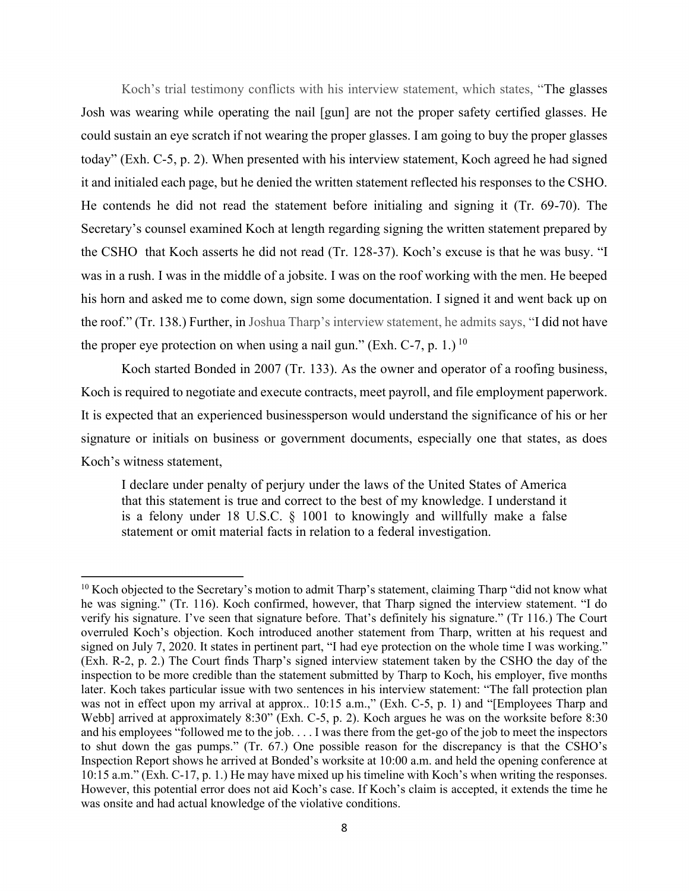Koch's trial testimony conflicts with his interview statement, which states, "The glasses Josh was wearing while operating the nail [gun] are not the proper safety certified glasses. He could sustain an eye scratch if not wearing the proper glasses. I am going to buy the proper glasses today" (Exh. C-5, p. 2). When presented with his interview statement, Koch agreed he had signed it and initialed each page, but he denied the written statement reflected his responses to the CSHO. He contends he did not read the statement before initialing and signing it (Tr. 69-70). The Secretary's counsel examined Koch at length regarding signing the written statement prepared by the CSHO that Koch asserts he did not read (Tr. 128-37). Koch's excuse is that he was busy. "I was in a rush. I was in the middle of a jobsite. I was on the roof working with the men. He beeped his horn and asked me to come down, sign some documentation. I signed it and went back up on the roof." (Tr. 138.) Further, in Joshua Tharp's interview statement, he admits says, "I did not have the proper eye protection on when using a nail gun." (Exh. C-7, p. 1.) [10]

Koch started Bonded in 2007 (Tr. 133). As the owner and operator of a roofing business, Koch is required to negotiate and execute contracts, meet payroll, and file employment paperwork. It is expected that an experienced businessperson would understand the significance of his or her signature or initials on business or government documents, especially one that states, as does Koch's witness statement,

> I declare under penalty of perjury under the laws of the United States of America that this statement is true and correct to the best of my knowledge. I understand it is a felony under 18 U.S.C. § 1001 to knowingly and willfully make a false statement or omit material facts in relation to a federal investigation.

---

[10] Koch objected to the Secretary's motion to admit Tharp's statement, claiming Tharp "did not know what he was signing." (Tr. 116). Koch confirmed, however, that Tharp signed the interview statement. "I do verify his signature. I've seen that signature before. That's definitely his signature." (Tr 116.) The Court overruled Koch's objection. Koch introduced another statement from Tharp, written at his request and signed on July 7, 2020. It states in pertinent part, "I had eye protection on the whole time I was working." (Exh. R-2, p. 2.) The Court finds Tharp's signed interview statement taken by the CSHO the day of the inspection to be more credible than the statement submitted by Tharp to Koch, his employer, five months later. Koch takes particular issue with two sentences in his interview statement: "The fall protection plan was not in effect upon my arrival at approx.. 10:15 a.m.," (Exh. C-5, p. 1) and "[Employees Tharp and Webb] arrived at approximately 8:30" (Exh. C-5, p. 2). Koch argues he was on the worksite before 8:30 and his employees "followed me to the job. . . . I was there from the get-go of the job to meet the inspectors to shut down the gas pumps." (Tr. 67.) One possible reason for the discrepancy is that the CSHO's Inspection Report shows he arrived at Bonded's worksite at 10:00 a.m. and held the opening conference at 10:15 a.m." (Exh. C-17, p. 1.) He may have mixed up his timeline with Koch's when writing the responses. However, this potential error does not aid Koch's case. If Koch's claim is accepted, it extends the time he was onsite and had actual knowledge of the violative conditions.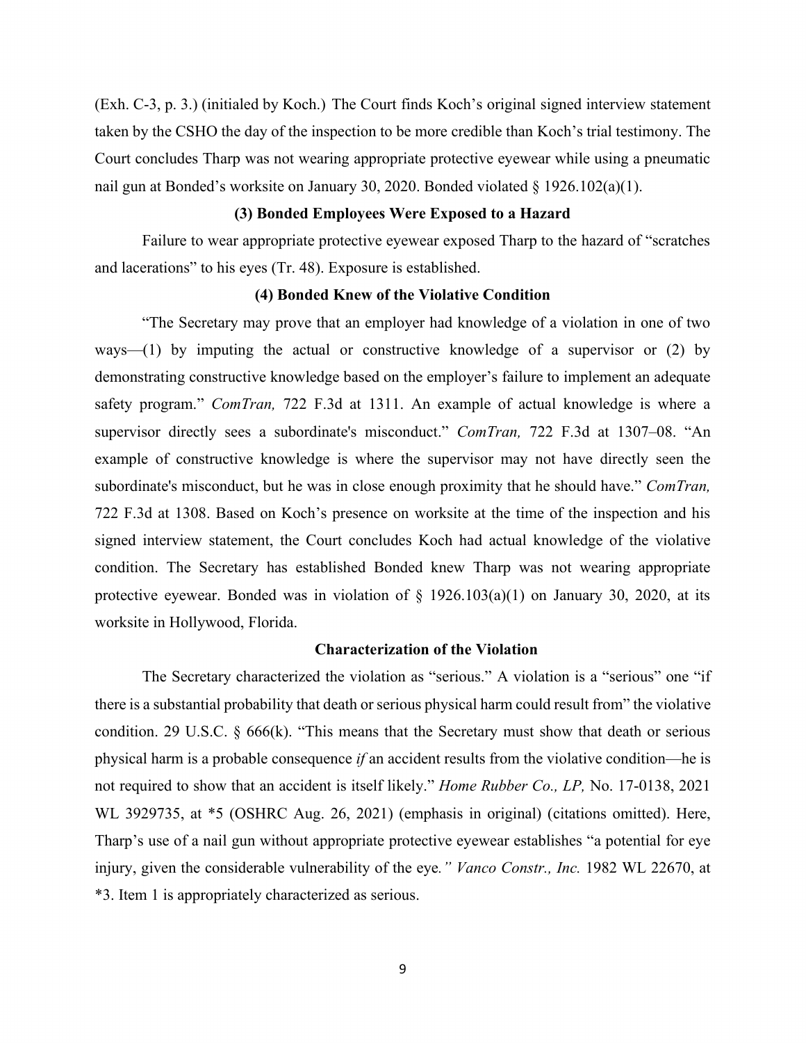(Exh. C-3, p. 3.) (initialed by Koch.) The Court finds Koch's original signed interview statement taken by the CSHO the day of the inspection to be more credible than Koch's trial testimony. The Court concludes Tharp was not wearing appropriate protective eyewear while using a pneumatic nail gun at Bonded's worksite on January 30, 2020. Bonded violated § 1926.102(a)(1).

**(3) Bonded Employees Were Exposed to a Hazard**

Failure to wear appropriate protective eyewear exposed Tharp to the hazard of "scratches and lacerations" to his eyes (Tr. 48). Exposure is established.

**(4) Bonded Knew of the Violative Condition**

"The Secretary may prove that an employer had knowledge of a violation in one of two ways—(1) by imputing the actual or constructive knowledge of a supervisor or (2) by demonstrating constructive knowledge based on the employer's failure to implement an adequate safety program." *ComTran,* 722 F.3d at 1311. An example of actual knowledge is where a supervisor directly sees a subordinate's misconduct." *ComTran,* 722 F.3d at 1307–08. "An example of constructive knowledge is where the supervisor may not have directly seen the subordinate's misconduct, but he was in close enough proximity that he should have." *ComTran,* 722 F.3d at 1308. Based on Koch's presence on worksite at the time of the inspection and his signed interview statement, the Court concludes Koch had actual knowledge of the violative condition. The Secretary has established Bonded knew Tharp was not wearing appropriate protective eyewear. Bonded was in violation of § 1926.103(a)(1) on January 30, 2020, at its worksite in Hollywood, Florida.

**Characterization of the Violation**

The Secretary characterized the violation as "serious." A violation is a "serious" one "if there is a substantial probability that death or serious physical harm could result from" the violative condition. 29 U.S.C. § 666(k). "This means that the Secretary must show that death or serious physical harm is a probable consequence *if* an accident results from the violative condition—he is not required to show that an accident is itself likely." *Home Rubber Co., LP,* No. 17-0138, 2021 WL 3929735, at *5 (OSHRC Aug. 26, 2021) (emphasis in original) (citations omitted). Here, Tharp's use of a nail gun without appropriate protective eyewear establishes "a potential for eye injury, given the considerable vulnerability of the eye*." Vanco Constr., Inc.* 1982 WL 22670, at *3. Item 1 is appropriately characterized as serious.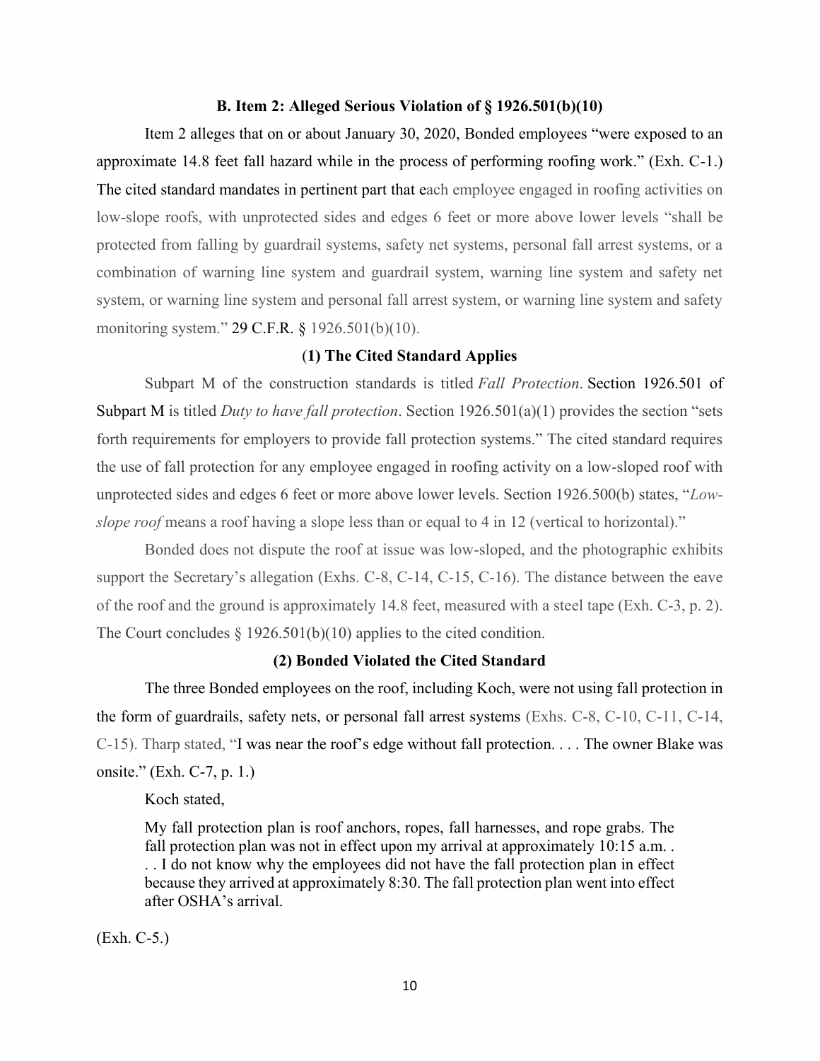### B. Item 2: Alleged Serious Violation of § 1926.501(b)(10)

Item 2 alleges that on or about January 30, 2020, Bonded employees "were exposed to an approximate 14.8 feet fall hazard while in the process of performing roofing work." (Exh. C-1.) The cited standard mandates in pertinent part that each employee engaged in roofing activities on low-slope roofs, with unprotected sides and edges 6 feet or more above lower levels "shall be protected from falling by guardrail systems, safety net systems, personal fall arrest systems, or a combination of warning line system and guardrail system, warning line system and safety net system, or warning line system and personal fall arrest system, or warning line system and safety monitoring system." 29 C.F.R. § 1926.501(b)(10).

#### (1) The Cited Standard Applies

Subpart M of the construction standards is titled *Fall Protection*. Section 1926.501 of Subpart M is titled *Duty to have fall protection*. Section 1926.501(a)(1) provides the section "sets forth requirements for employers to provide fall protection systems." The cited standard requires the use of fall protection for any employee engaged in roofing activity on a low-sloped roof with unprotected sides and edges 6 feet or more above lower levels. Section 1926.500(b) states, "*Low-slope roof* means a roof having a slope less than or equal to 4 in 12 (vertical to horizontal)."

Bonded does not dispute the roof at issue was low-sloped, and the photographic exhibits support the Secretary's allegation (Exhs. C-8, C-14, C-15, C-16). The distance between the eave of the roof and the ground is approximately 14.8 feet, measured with a steel tape (Exh. C-3, p. 2). The Court concludes § 1926.501(b)(10) applies to the cited condition.

#### (2) Bonded Violated the Cited Standard

The three Bonded employees on the roof, including Koch, were not using fall protection in the form of guardrails, safety nets, or personal fall arrest systems (Exhs. C-8, C-10, C-11, C-14, C-15). Tharp stated, "I was near the roof's edge without fall protection. . . . The owner Blake was onsite." (Exh. C-7, p. 1.)

Koch stated,

> My fall protection plan is roof anchors, ropes, fall harnesses, and rope grabs. The fall protection plan was not in effect upon my arrival at approximately 10:15 a.m. . . . I do not know why the employees did not have the fall protection plan in effect because they arrived at approximately 8:30. The fall protection plan went into effect after OSHA's arrival.

(Exh. C-5.)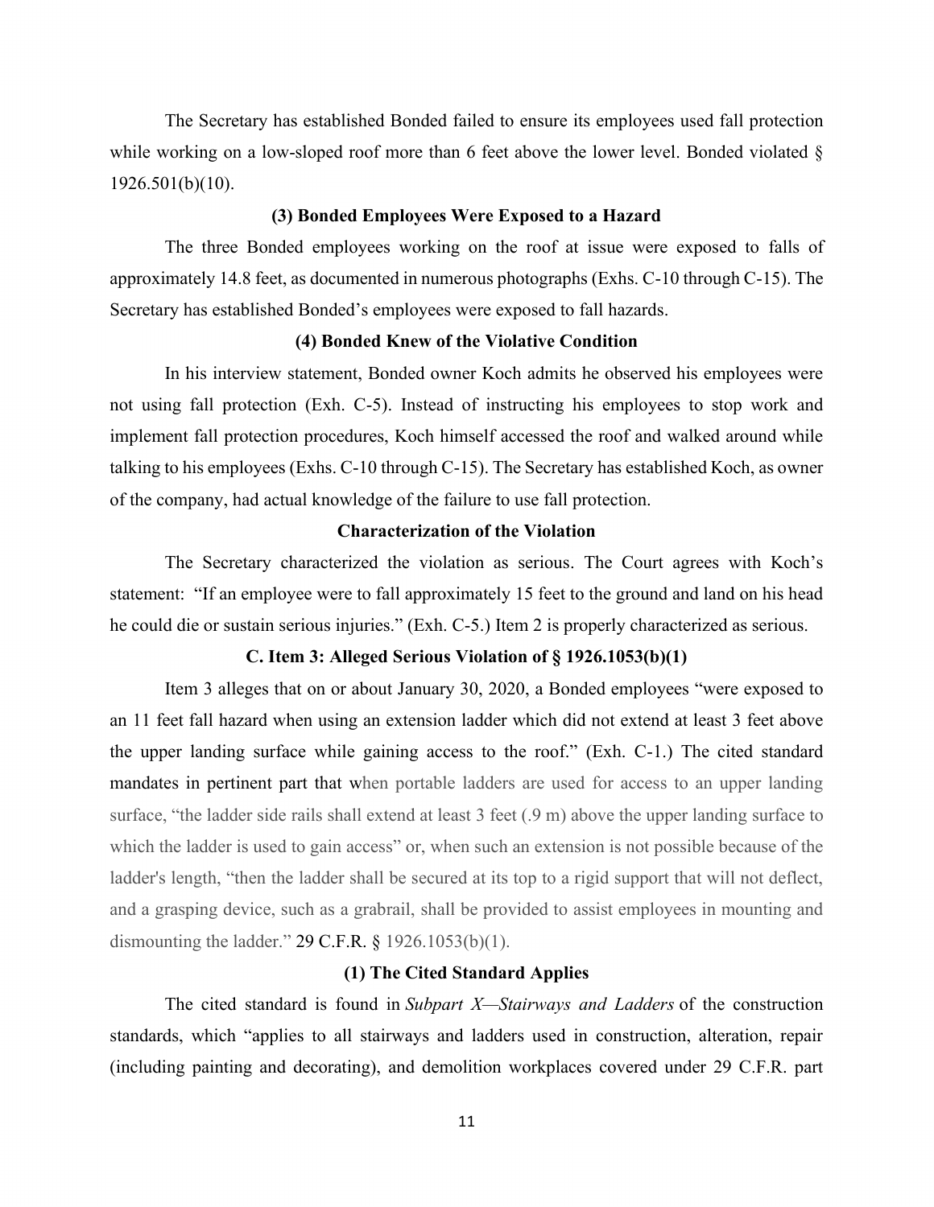The Secretary has established Bonded failed to ensure its employees used fall protection while working on a low-sloped roof more than 6 feet above the lower level. Bonded violated § 1926.501(b)(10).

**(3) Bonded Employees Were Exposed to a Hazard**

The three Bonded employees working on the roof at issue were exposed to falls of approximately 14.8 feet, as documented in numerous photographs (Exhs. C-10 through C-15). The Secretary has established Bonded's employees were exposed to fall hazards.

**(4) Bonded Knew of the Violative Condition**

In his interview statement, Bonded owner Koch admits he observed his employees were not using fall protection (Exh. C-5). Instead of instructing his employees to stop work and implement fall protection procedures, Koch himself accessed the roof and walked around while talking to his employees (Exhs. C-10 through C-15). The Secretary has established Koch, as owner of the company, had actual knowledge of the failure to use fall protection.

**Characterization of the Violation**

The Secretary characterized the violation as serious. The Court agrees with Koch's statement: "If an employee were to fall approximately 15 feet to the ground and land on his head he could die or sustain serious injuries." (Exh. C-5.) Item 2 is properly characterized as serious.

**C. Item 3: Alleged Serious Violation of § 1926.1053(b)(1)**

Item 3 alleges that on or about January 30, 2020, a Bonded employees "were exposed to an 11 feet fall hazard when using an extension ladder which did not extend at least 3 feet above the upper landing surface while gaining access to the roof." (Exh. C-1.) The cited standard mandates in pertinent part that when portable ladders are used for access to an upper landing surface, "the ladder side rails shall extend at least 3 feet (.9 m) above the upper landing surface to which the ladder is used to gain access" or, when such an extension is not possible because of the ladder's length, "then the ladder shall be secured at its top to a rigid support that will not deflect, and a grasping device, such as a grabrail, shall be provided to assist employees in mounting and dismounting the ladder." 29 C.F.R. § 1926.1053(b)(1).

**(1) The Cited Standard Applies**

The cited standard is found in *Subpart X—Stairways and Ladders* of the construction standards, which "applies to all stairways and ladders used in construction, alteration, repair (including painting and decorating), and demolition workplaces covered under 29 C.F.R. part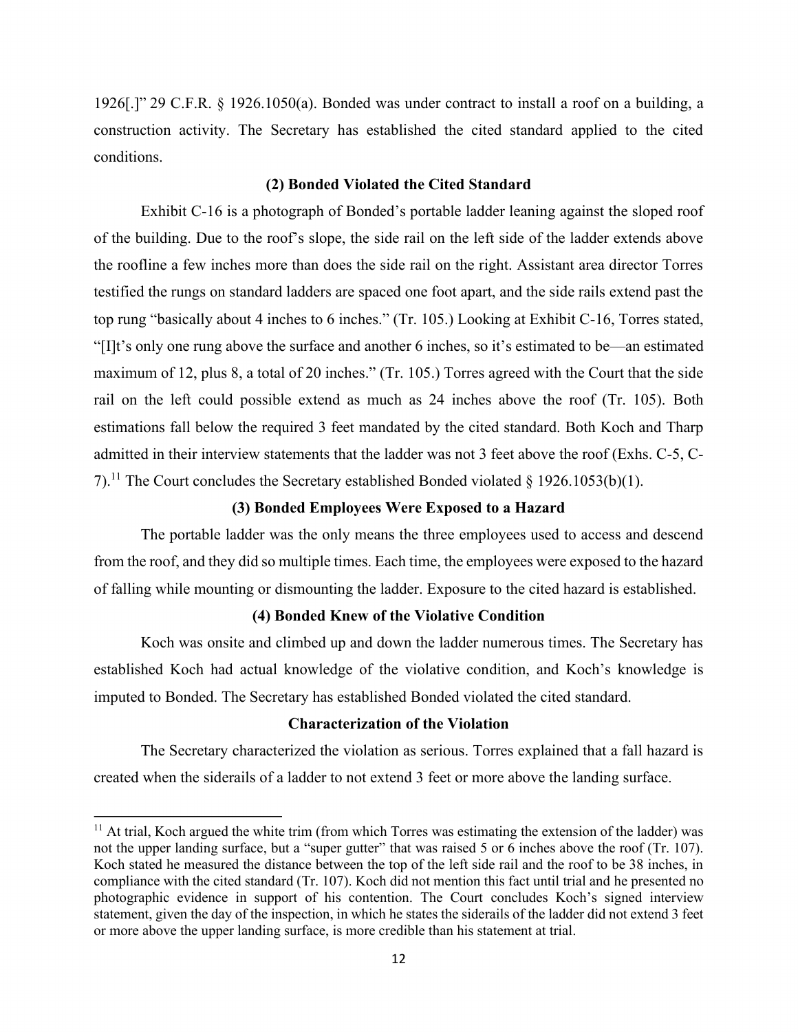1926[.]" 29 C.F.R. § 1926.1050(a). Bonded was under contract to install a roof on a building, a construction activity. The Secretary has established the cited standard applied to the cited conditions.

**(2) Bonded Violated the Cited Standard**

Exhibit C-16 is a photograph of Bonded's portable ladder leaning against the sloped roof of the building. Due to the roof's slope, the side rail on the left side of the ladder extends above the roofline a few inches more than does the side rail on the right. Assistant area director Torres testified the rungs on standard ladders are spaced one foot apart, and the side rails extend past the top rung "basically about 4 inches to 6 inches." (Tr. 105.) Looking at Exhibit C-16, Torres stated, "[I]t's only one rung above the surface and another 6 inches, so it's estimated to be—an estimated maximum of 12, plus 8, a total of 20 inches." (Tr. 105.) Torres agreed with the Court that the side rail on the left could possible extend as much as 24 inches above the roof (Tr. 105). Both estimations fall below the required 3 feet mandated by the cited standard. Both Koch and Tharp admitted in their interview statements that the ladder was not 3 feet above the roof (Exhs. C-5, C-7).[11] The Court concludes the Secretary established Bonded violated § 1926.1053(b)(1).

**(3) Bonded Employees Were Exposed to a Hazard**

The portable ladder was the only means the three employees used to access and descend from the roof, and they did so multiple times. Each time, the employees were exposed to the hazard of falling while mounting or dismounting the ladder. Exposure to the cited hazard is established.

**(4) Bonded Knew of the Violative Condition**

Koch was onsite and climbed up and down the ladder numerous times. The Secretary has established Koch had actual knowledge of the violative condition, and Koch's knowledge is imputed to Bonded. The Secretary has established Bonded violated the cited standard.

**Characterization of the Violation**

The Secretary characterized the violation as serious. Torres explained that a fall hazard is created when the siderails of a ladder to not extend 3 feet or more above the landing surface.

---

[11] At trial, Koch argued the white trim (from which Torres was estimating the extension of the ladder) was not the upper landing surface, but a "super gutter" that was raised 5 or 6 inches above the roof (Tr. 107). Koch stated he measured the distance between the top of the left side rail and the roof to be 38 inches, in compliance with the cited standard (Tr. 107). Koch did not mention this fact until trial and he presented no photographic evidence in support of his contention. The Court concludes Koch's signed interview statement, given the day of the inspection, in which he states the siderails of the ladder did not extend 3 feet or more above the upper landing surface, is more credible than his statement at trial.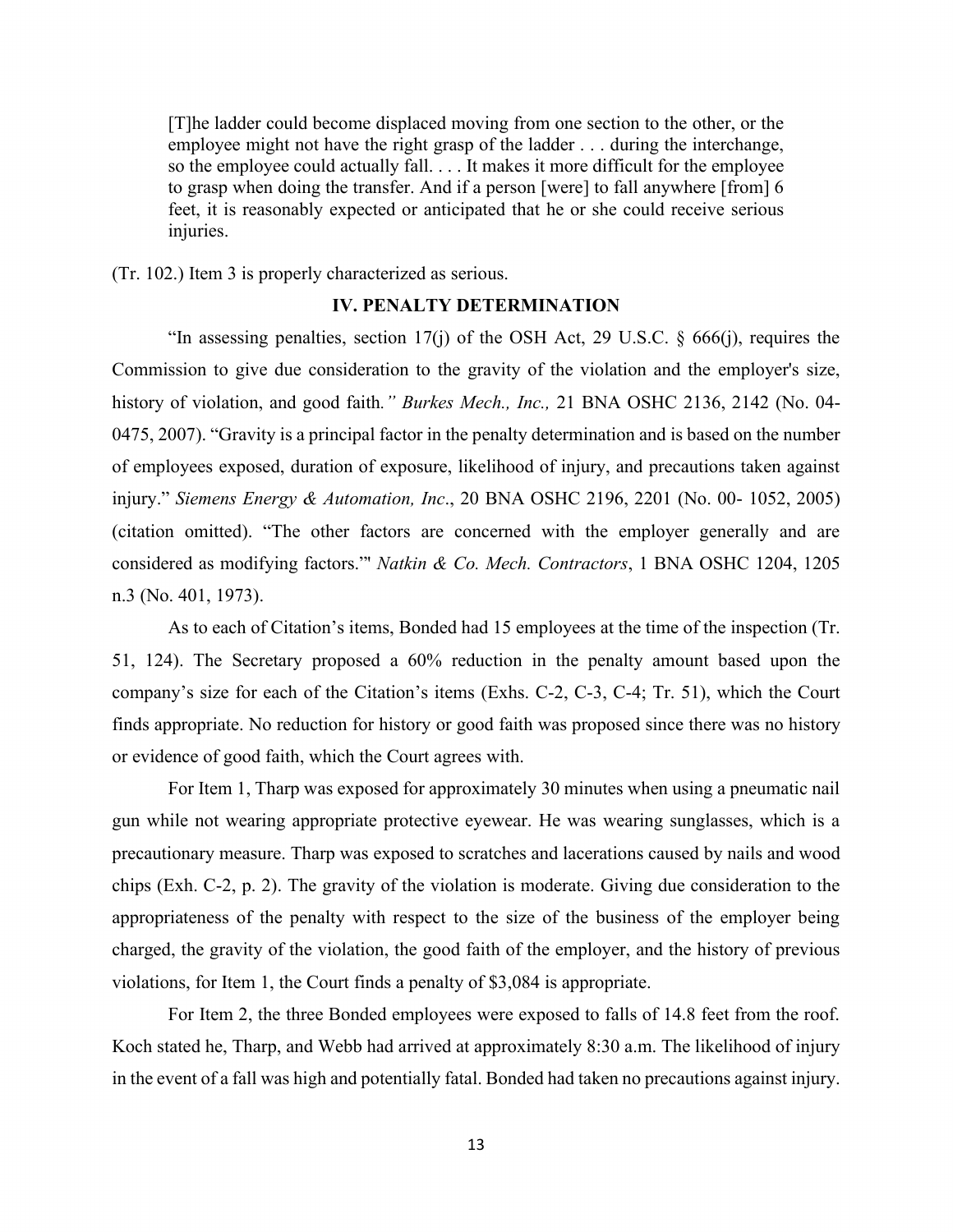> [T]he ladder could become displaced moving from one section to the other, or the employee might not have the right grasp of the ladder . . . during the interchange, so the employee could actually fall. . . . It makes it more difficult for the employee to grasp when doing the transfer. And if a person [were] to fall anywhere [from] 6 feet, it is reasonably expected or anticipated that he or she could receive serious injuries.

(Tr. 102.) Item 3 is properly characterized as serious.

## IV. PENALTY DETERMINATION

"In assessing penalties, section 17(j) of the OSH Act, 29 U.S.C. § 666(j), requires the Commission to give due consideration to the gravity of the violation and the employer's size, history of violation, and good faith*." Burkes Mech., Inc.,* 21 BNA OSHC 2136, 2142 (No. 04-0475, 2007). "Gravity is a principal factor in the penalty determination and is based on the number of employees exposed, duration of exposure, likelihood of injury, and precautions taken against injury." *Siemens Energy & Automation, Inc*., 20 BNA OSHC 2196, 2201 (No. 00- 1052, 2005) (citation omitted). "The other factors are concerned with the employer generally and are considered as modifying factors.'" *Natkin & Co. Mech. Contractors*, 1 BNA OSHC 1204, 1205 n.3 (No. 401, 1973).

As to each of Citation's items, Bonded had 15 employees at the time of the inspection (Tr. 51, 124). The Secretary proposed a 60% reduction in the penalty amount based upon the company's size for each of the Citation's items (Exhs. C-2, C-3, C-4; Tr. 51), which the Court finds appropriate. No reduction for history or good faith was proposed since there was no history or evidence of good faith, which the Court agrees with.

For Item 1, Tharp was exposed for approximately 30 minutes when using a pneumatic nail gun while not wearing appropriate protective eyewear. He was wearing sunglasses, which is a precautionary measure. Tharp was exposed to scratches and lacerations caused by nails and wood chips (Exh. C-2, p. 2). The gravity of the violation is moderate. Giving due consideration to the appropriateness of the penalty with respect to the size of the business of the employer being charged, the gravity of the violation, the good faith of the employer, and the history of previous violations, for Item 1, the Court finds a penalty of $3,084 is appropriate.

For Item 2, the three Bonded employees were exposed to falls of 14.8 feet from the roof. Koch stated he, Tharp, and Webb had arrived at approximately 8:30 a.m. The likelihood of injury in the event of a fall was high and potentially fatal. Bonded had taken no precautions against injury.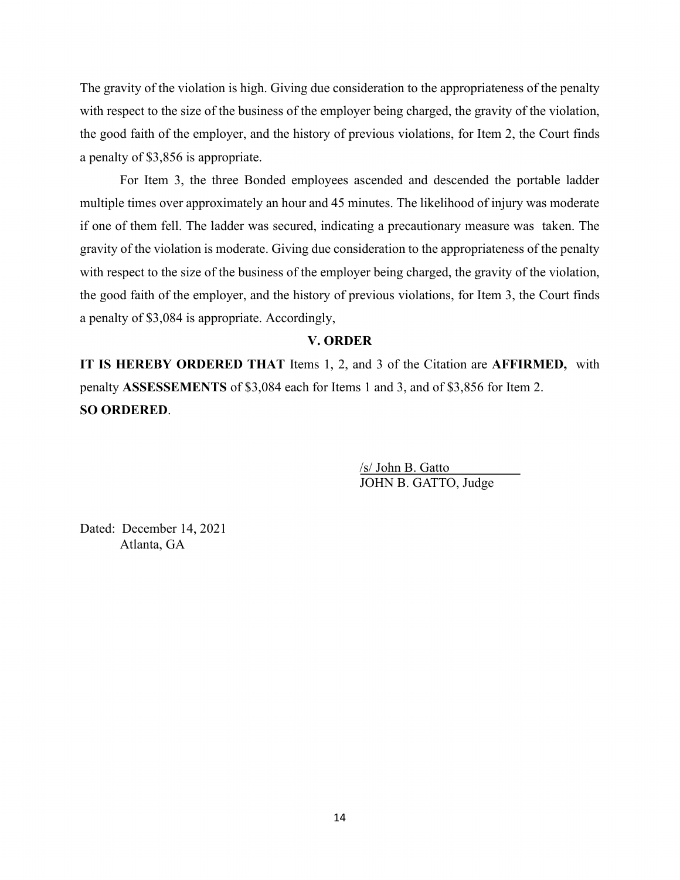The gravity of the violation is high. Giving due consideration to the appropriateness of the penalty with respect to the size of the business of the employer being charged, the gravity of the violation, the good faith of the employer, and the history of previous violations, for Item 2, the Court finds a penalty of $3,856 is appropriate.

For Item 3, the three Bonded employees ascended and descended the portable ladder multiple times over approximately an hour and 45 minutes. The likelihood of injury was moderate if one of them fell. The ladder was secured, indicating a precautionary measure was taken. The gravity of the violation is moderate. Giving due consideration to the appropriateness of the penalty with respect to the size of the business of the employer being charged, the gravity of the violation, the good faith of the employer, and the history of previous violations, for Item 3, the Court finds a penalty of $3,084 is appropriate. Accordingly,

## V. ORDER

**IT IS HEREBY ORDERED THAT** Items 1, 2, and 3 of the Citation are **AFFIRMED,** with penalty **ASSESSEMENTS** of $3,084 each for Items 1 and 3, and of $3,856 for Item 2.

**SO ORDERED**.

/s/ John B. Gatto
JOHN B. GATTO, Judge

Dated: December 14, 2021
Atlanta, GA